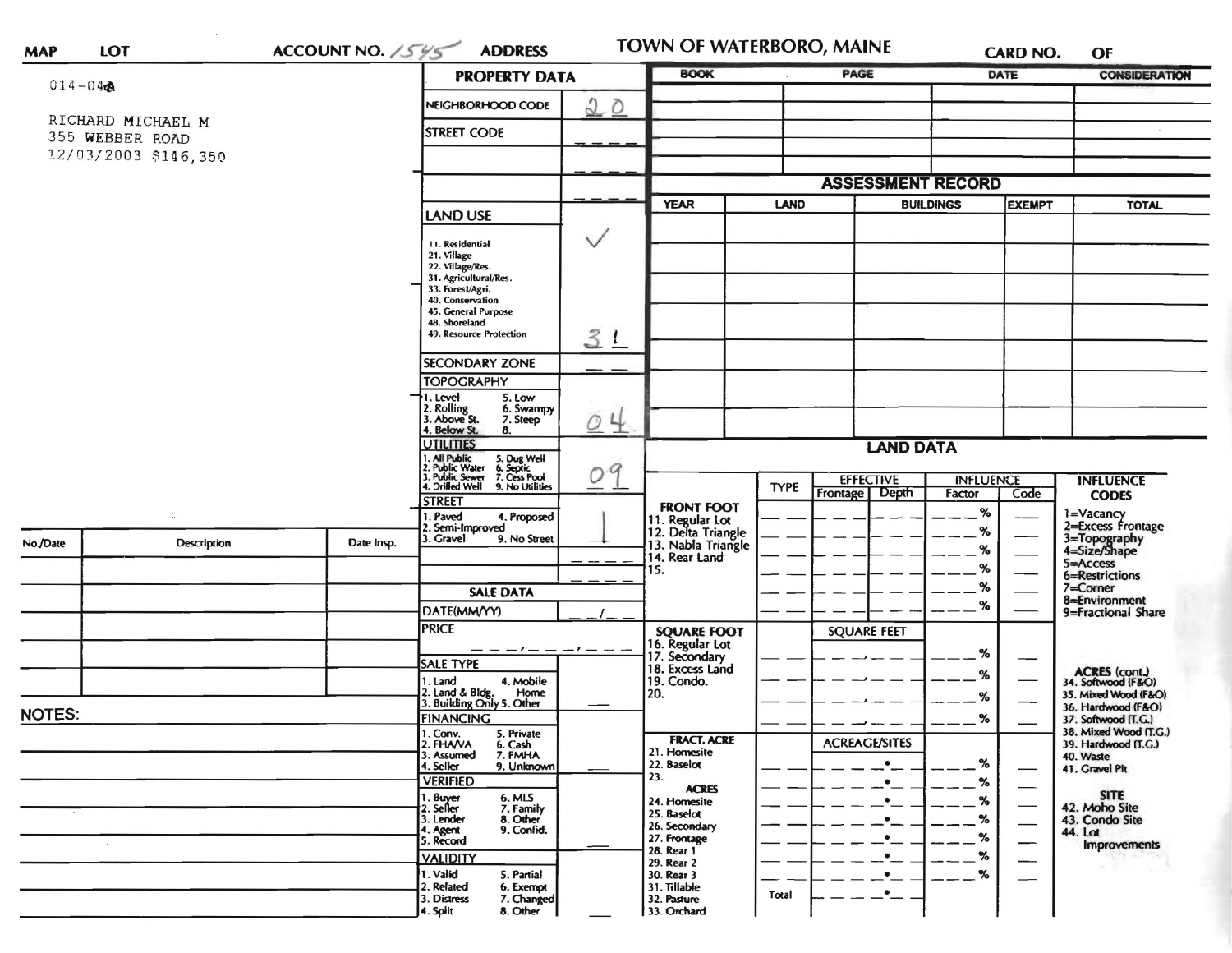MAP | LOT | ACCOUNT NO. 1545 | ADDRESS

# TOWN OF WATERBORO, MAINE

CARD NO. | OF

014-04A

RICHARD MICHAEL M
355 WEBBER ROAD
12/03/2003 $146,350

## PROPERTY DATA

| | |
|---|---|
| NEIGHBORHOOD CODE | 20 |
| STREET CODE | |
| LAND USE (11. Residential, 21. Village, 22. Village/Res., 31. Agricultural/Res., 33. Forest/Agri., 40. Conservation, 45. General Purpose, 48. Shoreland, 49. Resource Protection) | ✓ 31 |
| SECONDARY ZONE | |
| TOPOGRAPHY (1. Level, 2. Rolling, 3. Above St., 4. Below St., 5. Low, 6. Swampy, 7. Steep, 8.) | 04 |
| UTILITIES (1. All Public, 2. Public Water, 3. Public Sewer, 4. Drilled Well, 5. Dug Well, 6. Septic, 7. Cess Pool, 9. No Utilities) | 09 |
| STREET (1. Paved, 2. Semi-Improved, 3. Gravel, 4. Proposed, 9. No Street) | 1 |

## SALE DATA

| | |
|---|---|
| DATE(MM/YY) | |
| PRICE | |
| SALE TYPE (1. Land, 2. Land & Bldg., 3. Building Only, 4. Mobile Home, 5. Other) | |
| FINANCING (1. Conv., 2. FHA/VA, 3. Assumed, 4. Seller, 5. Private, 6. Cash, 7. FMHA, 9. Unknown) | |
| VERIFIED (1. Buyer, 2. Seller, 3. Lender, 4. Agent, 5. Record, 6. MLS, 7. Family, 8. Other, 9. Confid.) | |
| VALIDITY (1. Valid, 2. Related, 3. Distress, 4. Split, 5. Partial, 6. Exempt, 7. Changed, 8. Other) | |

| BOOK | PAGE | DATE | CONSIDERATION |
|---|---|---|---|
| | | | |

## ASSESSMENT RECORD

| YEAR | LAND | BUILDINGS | EXEMPT | TOTAL |
|---|---|---|---|---|
| | | | | |

## LAND DATA

| | TYPE | EFFECTIVE Frontage | EFFECTIVE Depth | INFLUENCE Factor | INFLUENCE Code |
|---|---|---|---|---|---|
| FRONT FOOT: 11. Regular Lot, 12. Delta Triangle, 13. Nabla Triangle, 14. Rear Land, 15. | | | | % | |
| SQUARE FOOT: 16. Regular Lot, 17. Secondary, 18. Excess Land, 19. Condo., 20. | | SQUARE FEET | | % | |
| FRACT. ACRE: 21. Homesite, 22. Baselot, 23. ACRES: 24. Homesite, 25. Baselot, 26. Secondary, 27. Frontage, 28. Rear 1, 29. Rear 2, 30. Rear 3, 31. Tillable, 32. Pasture, 33. Orchard | Total | ACREAGE/SITES | | % | |

INFLUENCE CODES: 1=Vacancy, 2=Excess Frontage, 3=Topography, 4=Size/Shape, 5=Access, 6=Restrictions, 7=Corner, 8=Environment, 9=Fractional Share

ACRES (cont.): 34. Softwood (F&O), 35. Mixed Wood (F&O), 36. Hardwood (F&O), 37. Softwood (T.G.), 38. Mixed Wood (T.G.), 39. Hardwood (T.G.), 40. Waste, 41. Gravel Pit

SITE: 42. Moho Site, 43. Condo Site, 44. Lot Improvements

| No./Date | Description | Date Insp. |
|---|---|---|
| | | |

NOTES: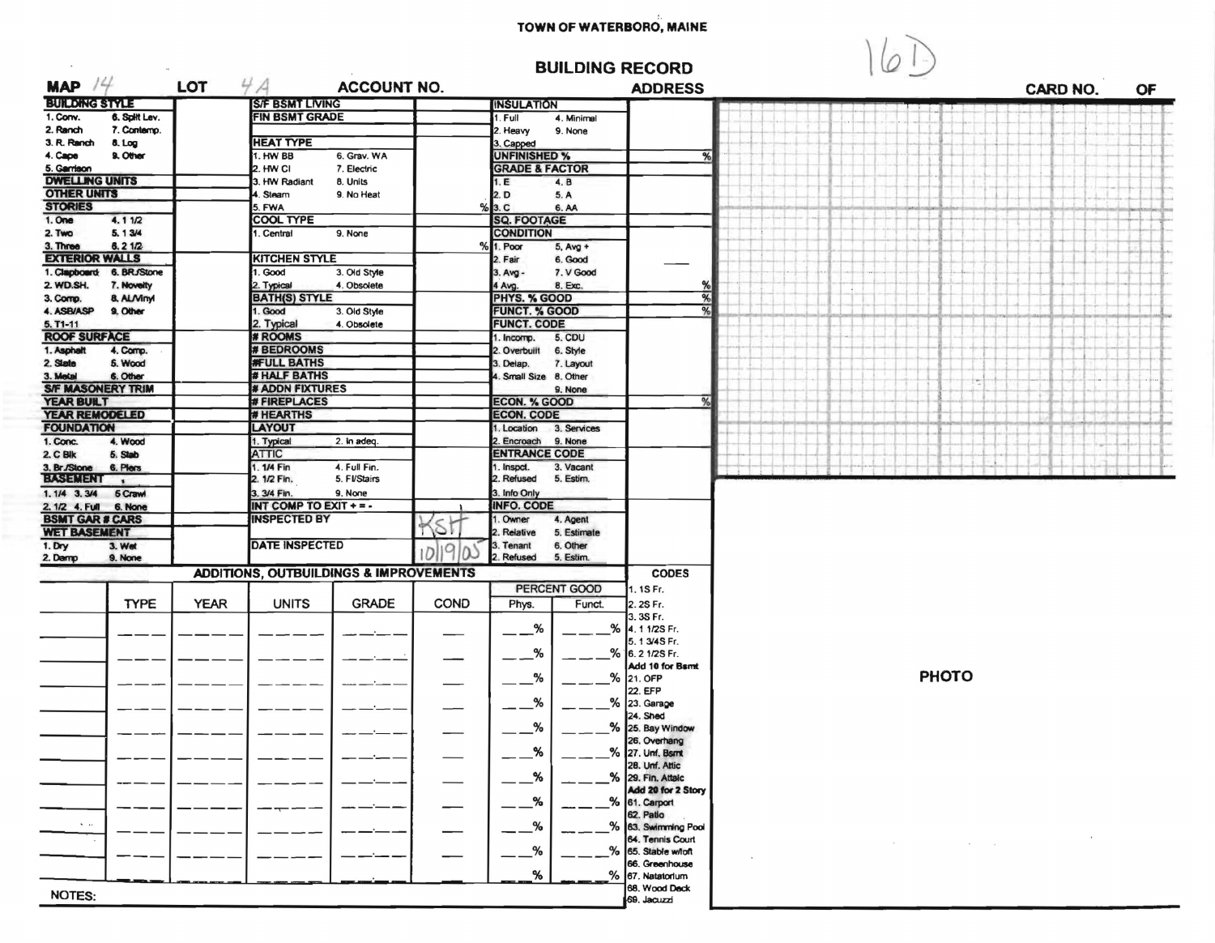TOWN OF WATERBORO, MAINE

16D

## BUILDING RECORD

**MAP** 14 **LOT** 4A **ACCOUNT NO.** **ADDRESS** **CARD NO.** **OF**

| | | | | | |
|---|---|---|---|---|---|
| **BUILDING STYLE** 1. Conv. 6. Split Lev. 2. Ranch 7. Contemp. 3. R. Ranch 8. Log 4. Cape 9. Other 5. Garrison | | **S/F BSMT LIVING** | | **INSULATION** 1. Full 4. Minimal 2. Heavy 9. None 3. Capped | |
| **DWELLING UNITS** | | **FIN BSMT GRADE** | | **UNFINISHED %** | % |
| **OTHER UNITS** | | **HEAT TYPE** 1. HW BB 6. Grav. WA 2. HW CI 7. Electric 3. HW Radiant 8. Units 4. Steam 9. No Heat 5. FWA | % | **GRADE & FACTOR** 1. E 4. B 2. D 5. A 3. C 6. AA | |
| **STORIES** 1. One 4. 1 1/2 2. Two 5. 1 3/4 3. Three 6. 2 1/2 | | **COOL TYPE** 1. Central 9. None | % | **SQ. FOOTAGE** | |
| **EXTERIOR WALLS** 1. Clapboard 6. BR./Stone 2. WD.SH. 7. Novelty 3. Comp. 8. AL/Vinyl 4. ASB/ASP 9. Other 5. T1-11 | | **KITCHEN STYLE** 1. Good 3. Old Style 2. Typical 4. Obsolete | | **CONDITION** 1. Poor 5. Avg + 2. Fair 6. Good 3. Avg - 7. V Good 4 Avg. 8. Exc. | % |
| | | **BATH(S) STYLE** 1. Good 3. Old Style 2. Typical 4. Obsolete | | **PHYS. % GOOD** | % |
| | | | | **FUNCT. % GOOD** | % |
| **ROOF SURFACE** 1. Asphalt 4. Comp. 2. Slate 5. Wood 3. Metal 6. Other | | **# ROOMS** | | **FUNCT. CODE** 1. Incomp. 5. CDU 2. Overbuilt 6. Style 3. Delap. 7. Layout 4. Small Size 8. Other 9. None | |
| | | **# BEDROOMS** | | | |
| | | **#FULL BATHS** | | | |
| | | **# HALF BATHS** | | | |
| **S/F MASONERY TRIM** | | **# ADDN FIXTURES** | | | |
| **YEAR BUILT** | | **# FIREPLACES** | | **ECON. % GOOD** | % |
| **YEAR REMODELED** | | **# HEARTHS** | | **ECON. CODE** 1. Location 3. Services 2. Encroach 9. None | |
| **FOUNDATION** 1. Conc. 4. Wood 2. C Blk 5. Slab 3. Br./Stone 6. Piers | | **LAYOUT** 1. Typical 2. In adeq. | | **ENTRANCE CODE** 1. Inspct. 3. Vacant 2. Refused 5. Estim. 3. Info Only | |
| **BASEMENT** 1. 1/4 3. 3/4 5 Crawl 2. 1/2 4. Full 6. None | | **ATTIC** 1. 1/4 Fin 4. Full Fin. 2. 1/2 Fin. 5. Fl/Stairs 3. 3/4 Fin. 9. None | | | |
| | | **INT COMP TO EXIT + = -** | | **INFO. CODE** 1. Owner 4. Agent 2. Relative 5. Estimate 3. Tenant 6. Other 2. Refused 5. Estim. | |
| **BSMT GAR # CARS** | | **INSPECTED BY** | KSH | | |
| **WET BASEMENT** 1. Dry 3. Wet 2. Damp 9. None | | **DATE INSPECTED** | 10/19/05 | | |

### ADDITIONS, OUTBUILDINGS & IMPROVEMENTS

| | TYPE | YEAR | UNITS | GRADE | COND | PERCENT GOOD Phys. | PERCENT GOOD Funct. |
|---|---|---|---|---|---|---|---|
| | | | | | | % | % |
| | | | | | | % | % |
| | | | | | | % | % |
| | | | | | | % | % |
| | | | | | | % | % |
| | | | | | | % | % |
| | | | | | | % | % |
| | | | | | | % | % |
| | | | | | | % | % |
| | | | | | | % | % |
| | | | | | | % | % |

**CODES**
1. 1S Fr.
2. 2S Fr.
3. 3S Fr.
4. 1 1/2S Fr.
5. 1 3/4S Fr.
6. 2 1/2S Fr.

**Add 10 for Bsmt**
21. OFP
22. EFP
23. Garage
24. Shed
25. Bay Window
26. Overhang
27. Unf. Bsmt
28. Unf. Attic
29. Fin. Attaic

**Add 20 for 2 Story**
61. Carport
62. Patio
63. Swimming Pool
64. Tennis Court
65. Stable w/loft
66. Greenhouse
67. Natatorium
68. Wood Deck
69. Jacuzzi

**PHOTO**

NOTES: